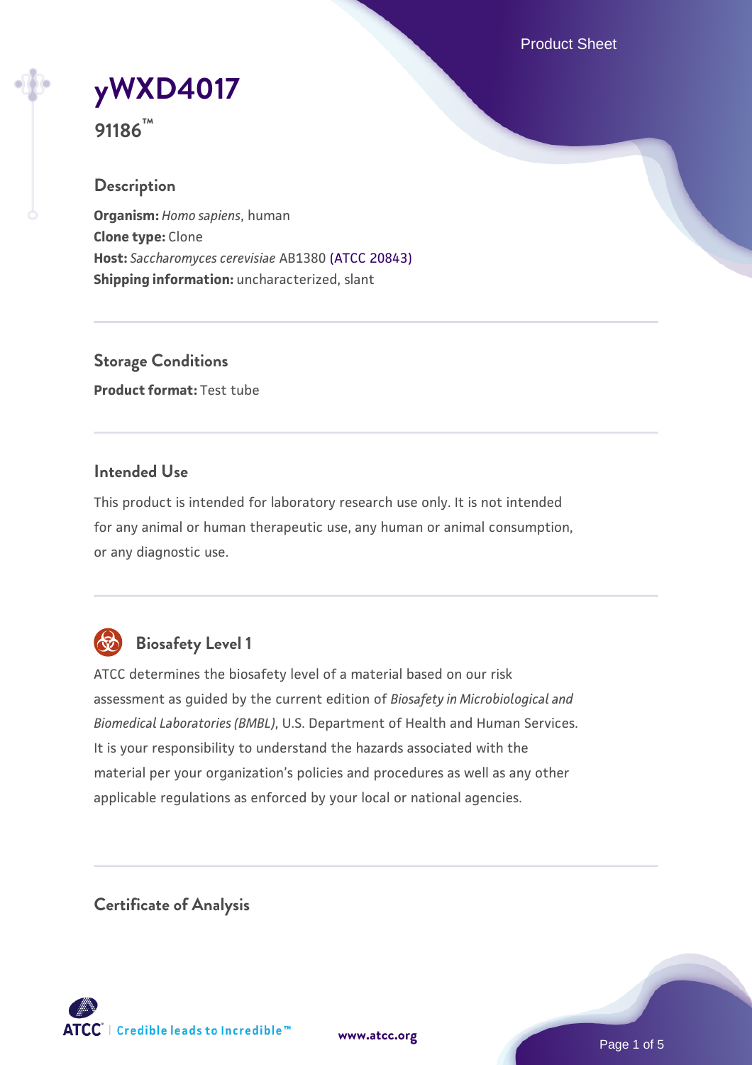# yWXD4017

**91186™**

## Description

**Organism:** *Homo sapiens*, human
**Clone type:** Clone
**Host:** *Saccharomyces cerevisiae* AB1380 (ATCC 20843)
**Shipping information:** uncharacterized, slant

## Storage Conditions

**Product format:** Test tube

## Intended Use

This product is intended for laboratory research use only. It is not intended for any animal or human therapeutic use, any human or animal consumption, or any diagnostic use.

## Biosafety Level 1

ATCC determines the biosafety level of a material based on our risk assessment as guided by the current edition of *Biosafety in Microbiological and Biomedical Laboratories (BMBL)*, U.S. Department of Health and Human Services. It is your responsibility to understand the hazards associated with the material per your organization's policies and procedures as well as any other applicable regulations as enforced by your local or national agencies.

## Certificate of Analysis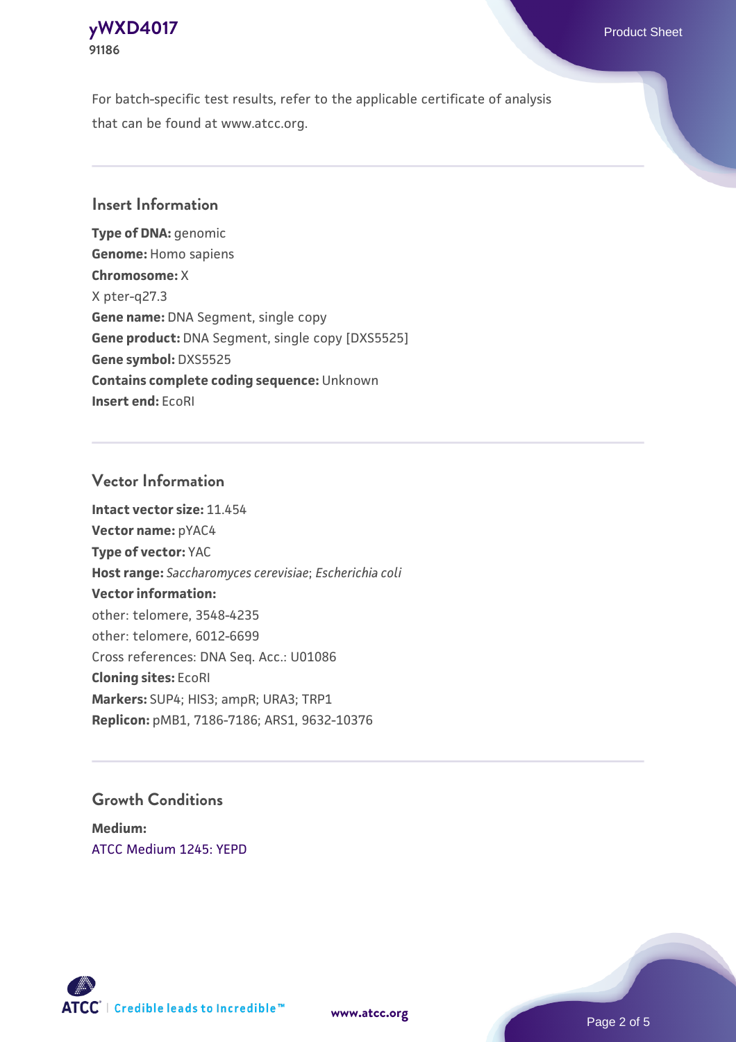For batch-specific test results, refer to the applicable certificate of analysis that can be found at www.atcc.org.

## Insert Information

**Type of DNA:** genomic
**Genome:** Homo sapiens
**Chromosome:** X
X pter-q27.3
**Gene name:** DNA Segment, single copy
**Gene product:** DNA Segment, single copy [DXS5525]
**Gene symbol:** DXS5525
**Contains complete coding sequence:** Unknown
**Insert end:** EcoRI

## Vector Information

**Intact vector size:** 11.454
**Vector name:** pYAC4
**Type of vector:** YAC
**Host range:** *Saccharomyces cerevisiae*; *Escherichia coli*
**Vector information:**
other: telomere, 3548-4235
other: telomere, 6012-6699
Cross references: DNA Seq. Acc.: U01086
**Cloning sites:** EcoRI
**Markers:** SUP4; HIS3; ampR; URA3; TRP1
**Replicon:** pMB1, 7186-7186; ARS1, 9632-10376

## Growth Conditions

**Medium:**
ATCC Medium 1245: YEPD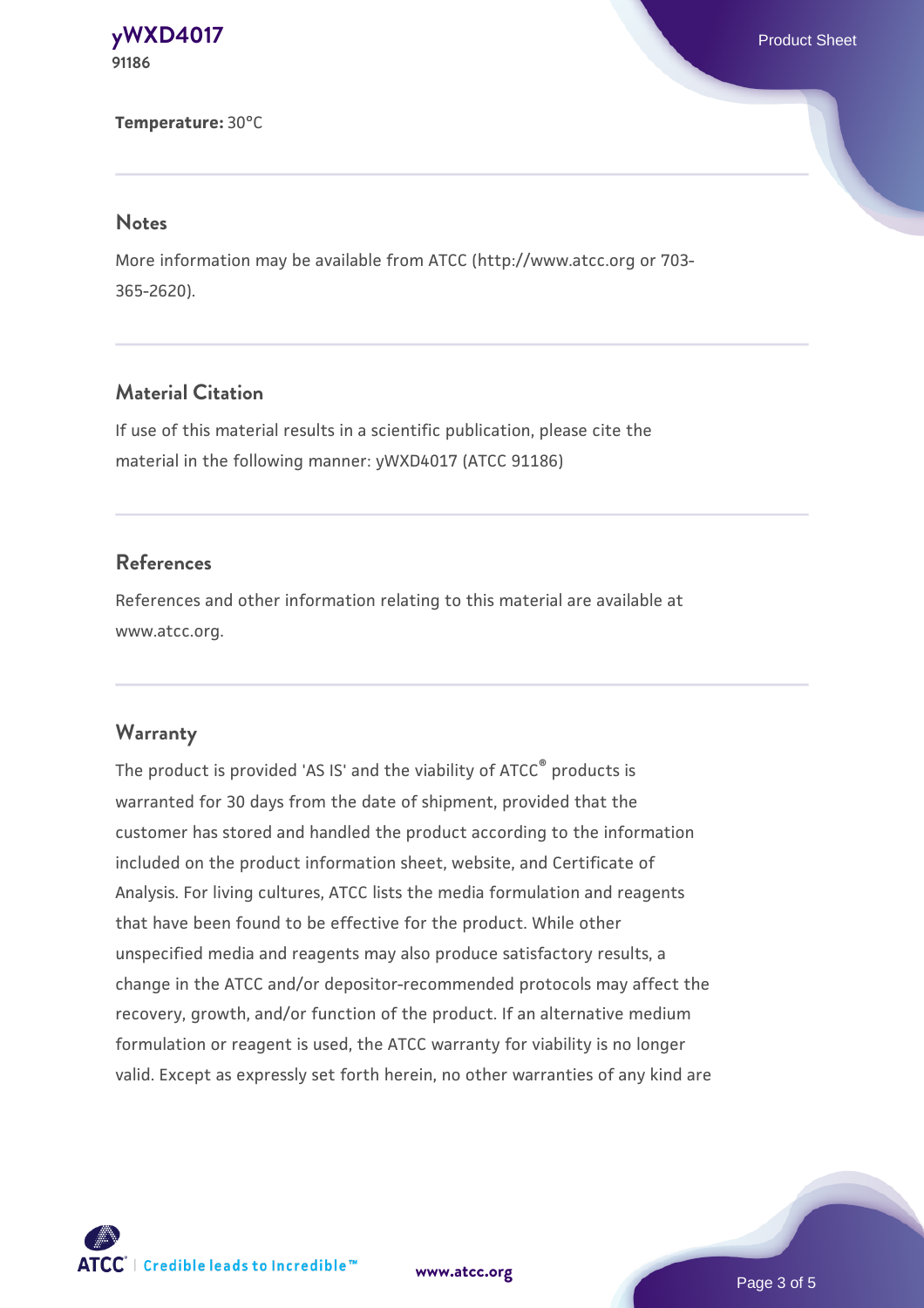**Temperature:** 30°C

## Notes

More information may be available from ATCC (http://www.atcc.org or 703-365-2620).

## Material Citation

If use of this material results in a scientific publication, please cite the material in the following manner: yWXD4017 (ATCC 91186)

## References

References and other information relating to this material are available at www.atcc.org.

## Warranty

The product is provided 'AS IS' and the viability of ATCC® products is warranted for 30 days from the date of shipment, provided that the customer has stored and handled the product according to the information included on the product information sheet, website, and Certificate of Analysis. For living cultures, ATCC lists the media formulation and reagents that have been found to be effective for the product. While other unspecified media and reagents may also produce satisfactory results, a change in the ATCC and/or depositor-recommended protocols may affect the recovery, growth, and/or function of the product. If an alternative medium formulation or reagent is used, the ATCC warranty for viability is no longer valid. Except as expressly set forth herein, no other warranties of any kind are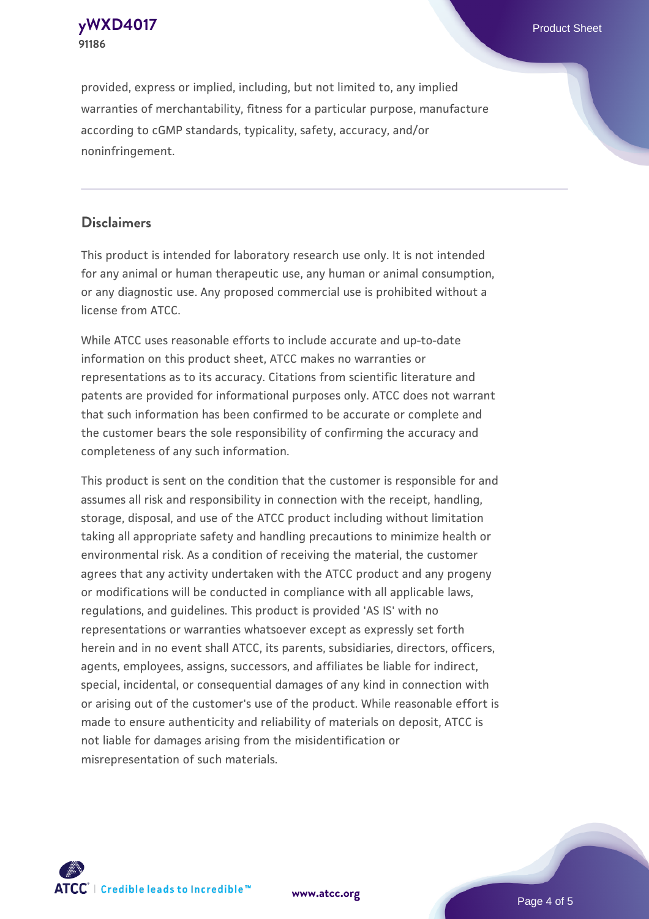provided, express or implied, including, but not limited to, any implied warranties of merchantability, fitness for a particular purpose, manufacture according to cGMP standards, typicality, safety, accuracy, and/or noninfringement.

## Disclaimers

This product is intended for laboratory research use only. It is not intended for any animal or human therapeutic use, any human or animal consumption, or any diagnostic use. Any proposed commercial use is prohibited without a license from ATCC.

While ATCC uses reasonable efforts to include accurate and up-to-date information on this product sheet, ATCC makes no warranties or representations as to its accuracy. Citations from scientific literature and patents are provided for informational purposes only. ATCC does not warrant that such information has been confirmed to be accurate or complete and the customer bears the sole responsibility of confirming the accuracy and completeness of any such information.

This product is sent on the condition that the customer is responsible for and assumes all risk and responsibility in connection with the receipt, handling, storage, disposal, and use of the ATCC product including without limitation taking all appropriate safety and handling precautions to minimize health or environmental risk. As a condition of receiving the material, the customer agrees that any activity undertaken with the ATCC product and any progeny or modifications will be conducted in compliance with all applicable laws, regulations, and guidelines. This product is provided 'AS IS' with no representations or warranties whatsoever except as expressly set forth herein and in no event shall ATCC, its parents, subsidiaries, directors, officers, agents, employees, assigns, successors, and affiliates be liable for indirect, special, incidental, or consequential damages of any kind in connection with or arising out of the customer's use of the product. While reasonable effort is made to ensure authenticity and reliability of materials on deposit, ATCC is not liable for damages arising from the misidentification or misrepresentation of such materials.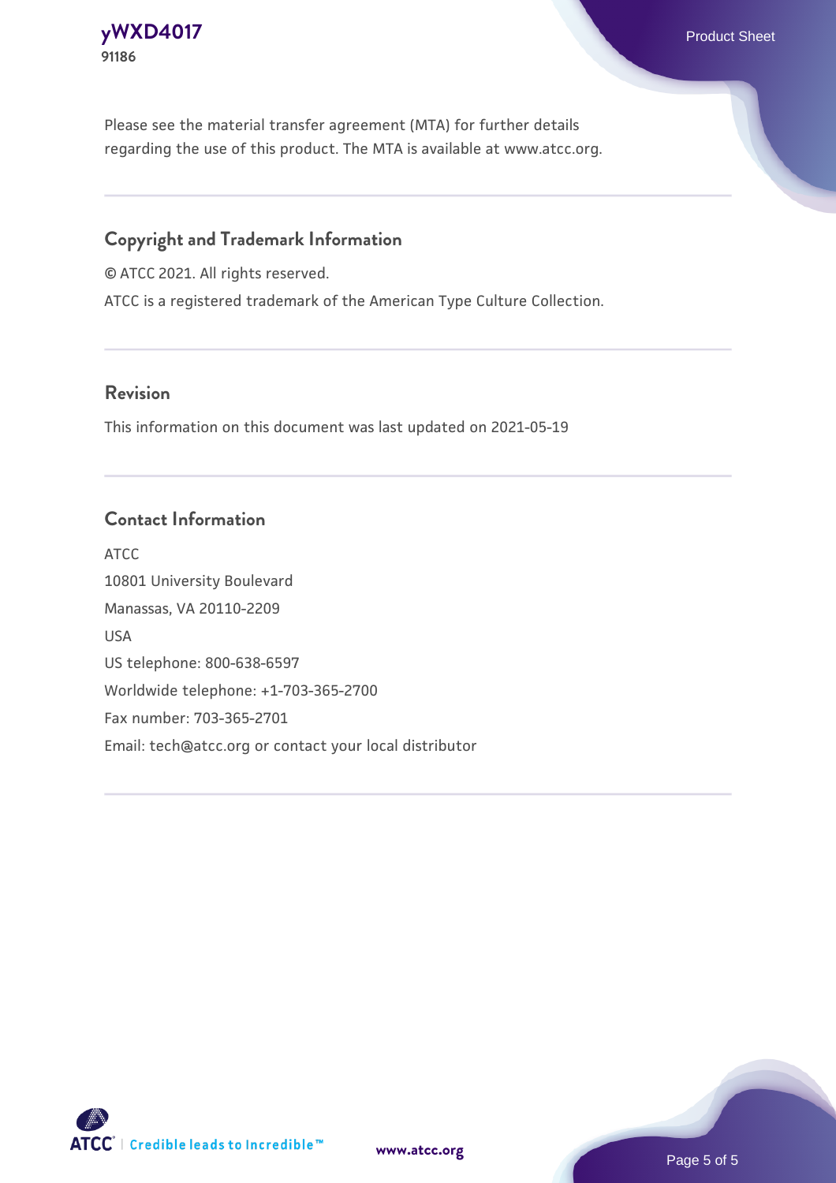Please see the material transfer agreement (MTA) for further details regarding the use of this product. The MTA is available at www.atcc.org.

## Copyright and Trademark Information

© ATCC 2021. All rights reserved.

ATCC is a registered trademark of the American Type Culture Collection.

## Revision

This information on this document was last updated on 2021-05-19

## Contact Information

ATCC
10801 University Boulevard
Manassas, VA 20110-2209
USA
US telephone: 800-638-6597
Worldwide telephone: +1-703-365-2700
Fax number: 703-365-2701
Email: tech@atcc.org or contact your local distributor